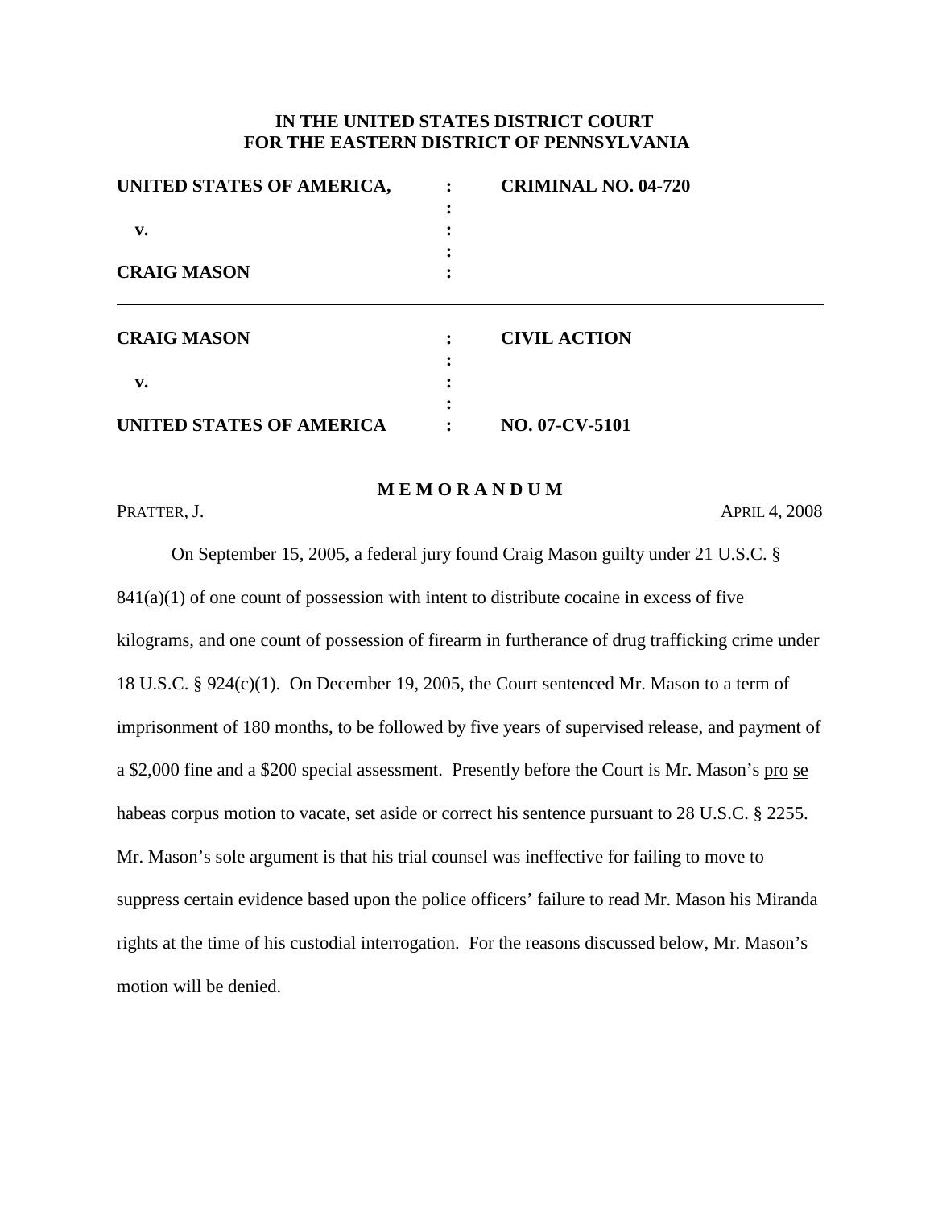**IN THE UNITED STATES DISTRICT COURT**
**FOR THE EASTERN DISTRICT OF PENNSYLVANIA**

| | | |
|---|---|---|
| **UNITED STATES OF AMERICA,** | : | **CRIMINAL NO. 04-720** |
| | : | |
| **v.** | : | |
| | : | |
| **CRAIG MASON** | : | |

---

| | | |
|---|---|---|
| **CRAIG MASON** | : | **CIVIL ACTION** |
| | : | |
| **v.** | : | |
| | : | |
| **UNITED STATES OF AMERICA** | : | **NO. 07-CV-5101** |

**MEMORANDUM**

PRATTER, J. APRIL 4, 2008

On September 15, 2005, a federal jury found Craig Mason guilty under 21 U.S.C. § 841(a)(1) of one count of possession with intent to distribute cocaine in excess of five kilograms, and one count of possession of firearm in furtherance of drug trafficking crime under 18 U.S.C. § 924(c)(1). On December 19, 2005, the Court sentenced Mr. Mason to a term of imprisonment of 180 months, to be followed by five years of supervised release, and payment of a $2,000 fine and a $200 special assessment. Presently before the Court is Mr. Mason's pro se habeas corpus motion to vacate, set aside or correct his sentence pursuant to 28 U.S.C. § 2255. Mr. Mason's sole argument is that his trial counsel was ineffective for failing to move to suppress certain evidence based upon the police officers' failure to read Mr. Mason his Miranda rights at the time of his custodial interrogation. For the reasons discussed below, Mr. Mason's motion will be denied.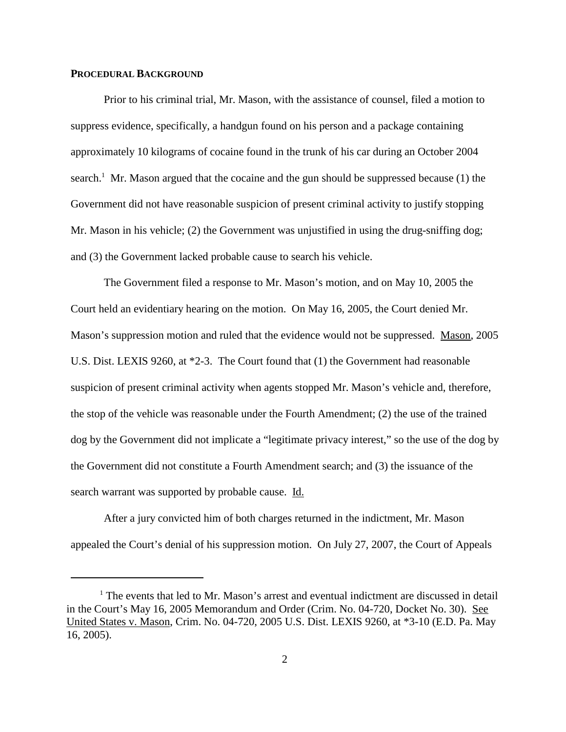**PROCEDURAL BACKGROUND**

Prior to his criminal trial, Mr. Mason, with the assistance of counsel, filed a motion to suppress evidence, specifically, a handgun found on his person and a package containing approximately 10 kilograms of cocaine found in the trunk of his car during an October 2004 search.[1] Mr. Mason argued that the cocaine and the gun should be suppressed because (1) the Government did not have reasonable suspicion of present criminal activity to justify stopping Mr. Mason in his vehicle; (2) the Government was unjustified in using the drug-sniffing dog; and (3) the Government lacked probable cause to search his vehicle.

The Government filed a response to Mr. Mason's motion, and on May 10, 2005 the Court held an evidentiary hearing on the motion. On May 16, 2005, the Court denied Mr. Mason's suppression motion and ruled that the evidence would not be suppressed. Mason, 2005 U.S. Dist. LEXIS 9260, at *2-3. The Court found that (1) the Government had reasonable suspicion of present criminal activity when agents stopped Mr. Mason's vehicle and, therefore, the stop of the vehicle was reasonable under the Fourth Amendment; (2) the use of the trained dog by the Government did not implicate a "legitimate privacy interest," so the use of the dog by the Government did not constitute a Fourth Amendment search; and (3) the issuance of the search warrant was supported by probable cause. Id.

After a jury convicted him of both charges returned in the indictment, Mr. Mason appealed the Court's denial of his suppression motion. On July 27, 2007, the Court of Appeals

[1] The events that led to Mr. Mason's arrest and eventual indictment are discussed in detail in the Court's May 16, 2005 Memorandum and Order (Crim. No. 04-720, Docket No. 30). See United States v. Mason, Crim. No. 04-720, 2005 U.S. Dist. LEXIS 9260, at *3-10 (E.D. Pa. May 16, 2005).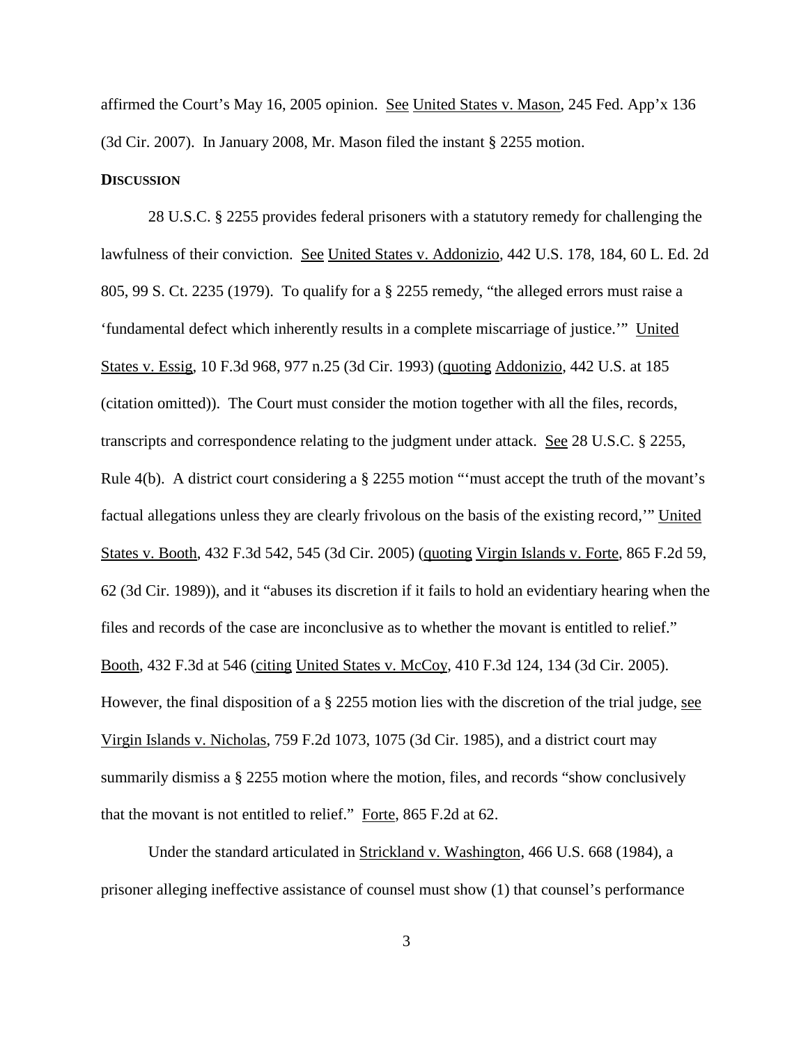affirmed the Court's May 16, 2005 opinion. See United States v. Mason, 245 Fed. App'x 136 (3d Cir. 2007). In January 2008, Mr. Mason filed the instant § 2255 motion.

**DISCUSSION**

28 U.S.C. § 2255 provides federal prisoners with a statutory remedy for challenging the lawfulness of their conviction. See United States v. Addonizio, 442 U.S. 178, 184, 60 L. Ed. 2d 805, 99 S. Ct. 2235 (1979). To qualify for a § 2255 remedy, "the alleged errors must raise a 'fundamental defect which inherently results in a complete miscarriage of justice.'" United States v. Essig, 10 F.3d 968, 977 n.25 (3d Cir. 1993) (quoting Addonizio, 442 U.S. at 185 (citation omitted)). The Court must consider the motion together with all the files, records, transcripts and correspondence relating to the judgment under attack. See 28 U.S.C. § 2255, Rule 4(b). A district court considering a § 2255 motion "'must accept the truth of the movant's factual allegations unless they are clearly frivolous on the basis of the existing record,'" United States v. Booth, 432 F.3d 542, 545 (3d Cir. 2005) (quoting Virgin Islands v. Forte, 865 F.2d 59, 62 (3d Cir. 1989)), and it "abuses its discretion if it fails to hold an evidentiary hearing when the files and records of the case are inconclusive as to whether the movant is entitled to relief." Booth, 432 F.3d at 546 (citing United States v. McCoy, 410 F.3d 124, 134 (3d Cir. 2005). However, the final disposition of a § 2255 motion lies with the discretion of the trial judge, see Virgin Islands v. Nicholas, 759 F.2d 1073, 1075 (3d Cir. 1985), and a district court may summarily dismiss a § 2255 motion where the motion, files, and records "show conclusively that the movant is not entitled to relief." Forte, 865 F.2d at 62.

Under the standard articulated in Strickland v. Washington, 466 U.S. 668 (1984), a prisoner alleging ineffective assistance of counsel must show (1) that counsel's performance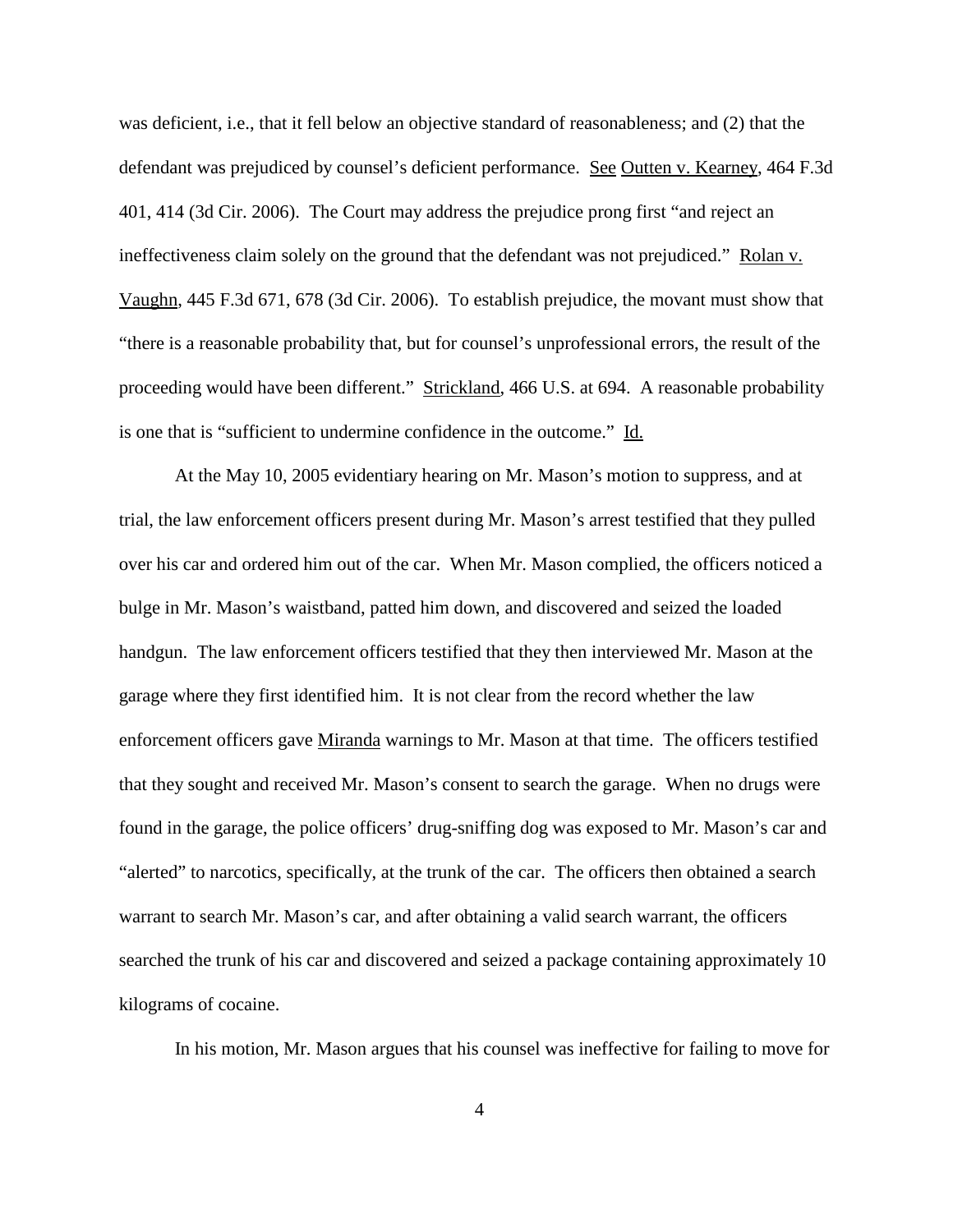was deficient, i.e., that it fell below an objective standard of reasonableness; and (2) that the defendant was prejudiced by counsel's deficient performance. See Outten v. Kearney, 464 F.3d 401, 414 (3d Cir. 2006). The Court may address the prejudice prong first "and reject an ineffectiveness claim solely on the ground that the defendant was not prejudiced." Rolan v. Vaughn, 445 F.3d 671, 678 (3d Cir. 2006). To establish prejudice, the movant must show that "there is a reasonable probability that, but for counsel's unprofessional errors, the result of the proceeding would have been different." Strickland, 466 U.S. at 694. A reasonable probability is one that is "sufficient to undermine confidence in the outcome." Id.

At the May 10, 2005 evidentiary hearing on Mr. Mason's motion to suppress, and at trial, the law enforcement officers present during Mr. Mason's arrest testified that they pulled over his car and ordered him out of the car. When Mr. Mason complied, the officers noticed a bulge in Mr. Mason's waistband, patted him down, and discovered and seized the loaded handgun. The law enforcement officers testified that they then interviewed Mr. Mason at the garage where they first identified him. It is not clear from the record whether the law enforcement officers gave Miranda warnings to Mr. Mason at that time. The officers testified that they sought and received Mr. Mason's consent to search the garage. When no drugs were found in the garage, the police officers' drug-sniffing dog was exposed to Mr. Mason's car and "alerted" to narcotics, specifically, at the trunk of the car. The officers then obtained a search warrant to search Mr. Mason's car, and after obtaining a valid search warrant, the officers searched the trunk of his car and discovered and seized a package containing approximately 10 kilograms of cocaine.

In his motion, Mr. Mason argues that his counsel was ineffective for failing to move for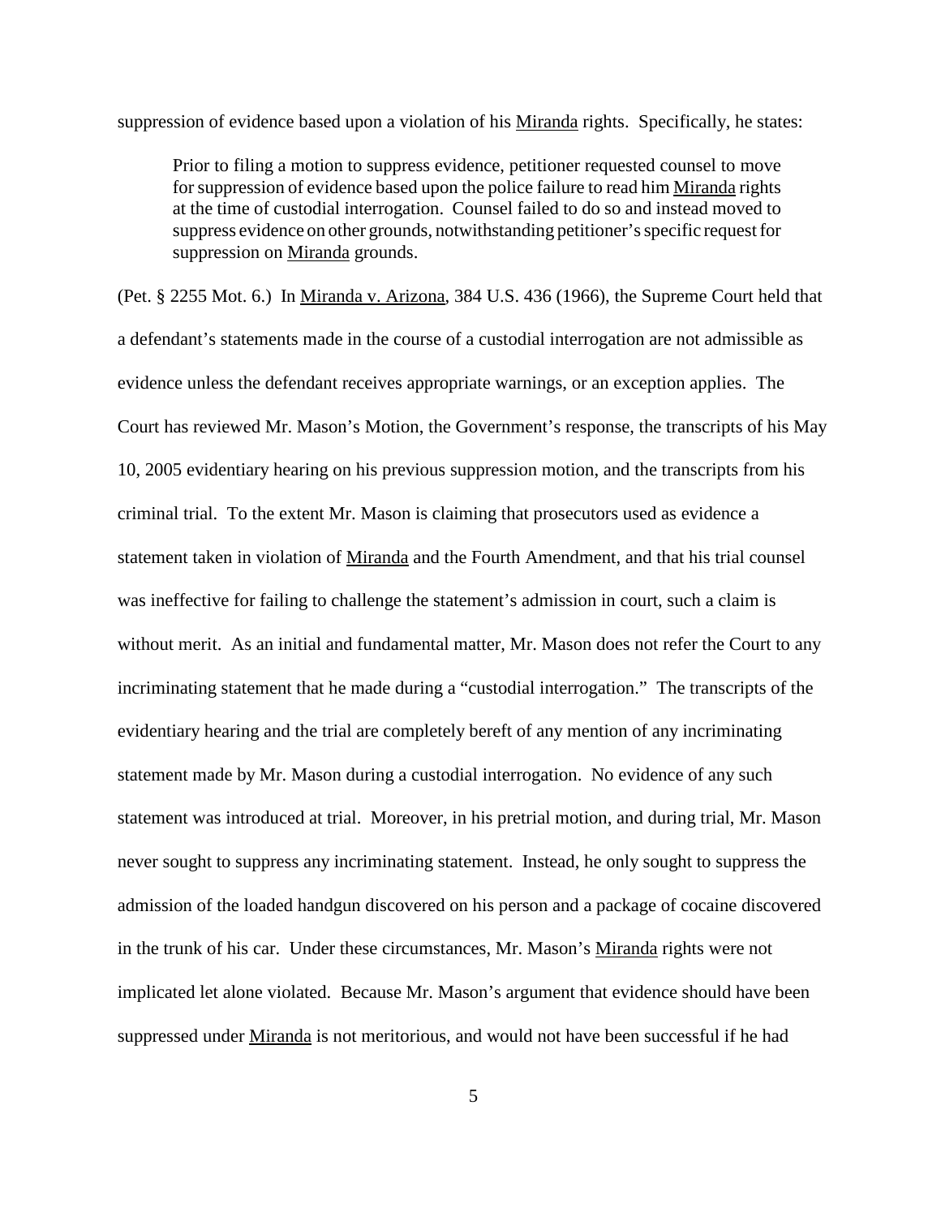suppression of evidence based upon a violation of his Miranda rights. Specifically, he states:

> Prior to filing a motion to suppress evidence, petitioner requested counsel to move for suppression of evidence based upon the police failure to read him Miranda rights at the time of custodial interrogation. Counsel failed to do so and instead moved to suppress evidence on other grounds, notwithstanding petitioner's specific request for suppression on Miranda grounds.

(Pet. § 2255 Mot. 6.) In Miranda v. Arizona, 384 U.S. 436 (1966), the Supreme Court held that a defendant's statements made in the course of a custodial interrogation are not admissible as evidence unless the defendant receives appropriate warnings, or an exception applies. The Court has reviewed Mr. Mason's Motion, the Government's response, the transcripts of his May 10, 2005 evidentiary hearing on his previous suppression motion, and the transcripts from his criminal trial. To the extent Mr. Mason is claiming that prosecutors used as evidence a statement taken in violation of Miranda and the Fourth Amendment, and that his trial counsel was ineffective for failing to challenge the statement's admission in court, such a claim is without merit. As an initial and fundamental matter, Mr. Mason does not refer the Court to any incriminating statement that he made during a "custodial interrogation." The transcripts of the evidentiary hearing and the trial are completely bereft of any mention of any incriminating statement made by Mr. Mason during a custodial interrogation. No evidence of any such statement was introduced at trial. Moreover, in his pretrial motion, and during trial, Mr. Mason never sought to suppress any incriminating statement. Instead, he only sought to suppress the admission of the loaded handgun discovered on his person and a package of cocaine discovered in the trunk of his car. Under these circumstances, Mr. Mason's Miranda rights were not implicated let alone violated. Because Mr. Mason's argument that evidence should have been suppressed under Miranda is not meritorious, and would not have been successful if he had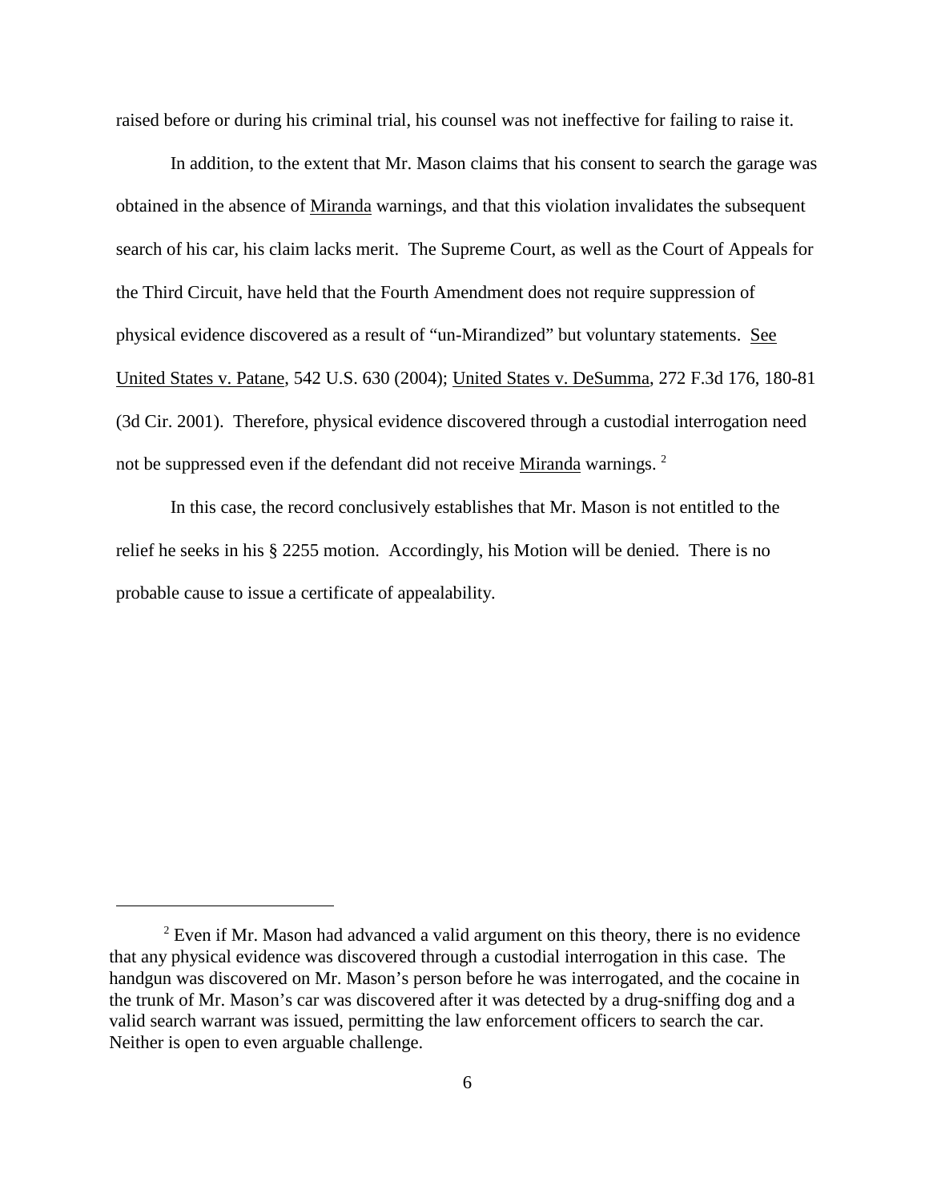raised before or during his criminal trial, his counsel was not ineffective for failing to raise it.

In addition, to the extent that Mr. Mason claims that his consent to search the garage was obtained in the absence of Miranda warnings, and that this violation invalidates the subsequent search of his car, his claim lacks merit. The Supreme Court, as well as the Court of Appeals for the Third Circuit, have held that the Fourth Amendment does not require suppression of physical evidence discovered as a result of "un-Mirandized" but voluntary statements. See United States v. Patane, 542 U.S. 630 (2004); United States v. DeSumma, 272 F.3d 176, 180-81 (3d Cir. 2001). Therefore, physical evidence discovered through a custodial interrogation need not be suppressed even if the defendant did not receive Miranda warnings. [2]

In this case, the record conclusively establishes that Mr. Mason is not entitled to the relief he seeks in his § 2255 motion. Accordingly, his Motion will be denied. There is no probable cause to issue a certificate of appealability.

---

[2] Even if Mr. Mason had advanced a valid argument on this theory, there is no evidence that any physical evidence was discovered through a custodial interrogation in this case. The handgun was discovered on Mr. Mason's person before he was interrogated, and the cocaine in the trunk of Mr. Mason's car was discovered after it was detected by a drug-sniffing dog and a valid search warrant was issued, permitting the law enforcement officers to search the car. Neither is open to even arguable challenge.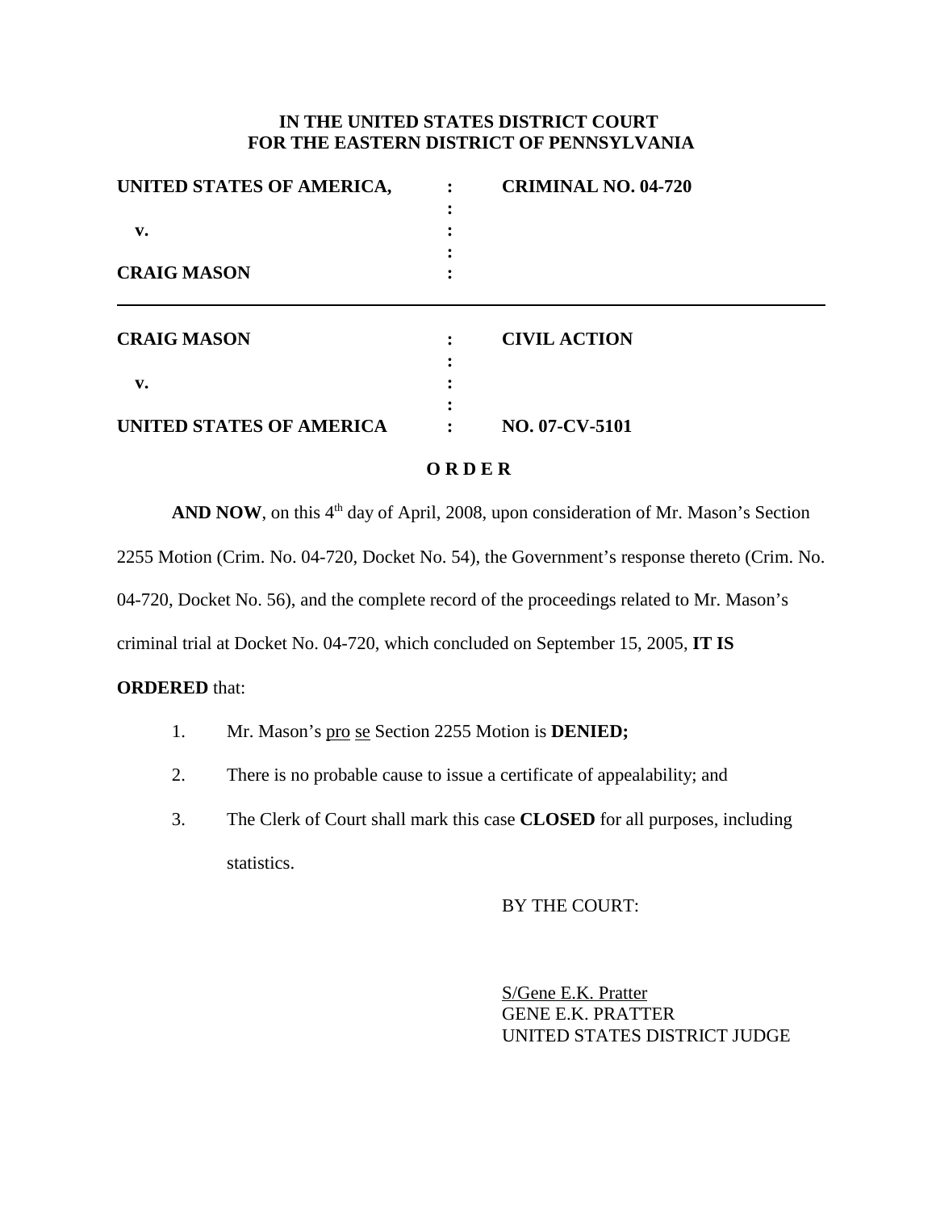**IN THE UNITED STATES DISTRICT COURT**
**FOR THE EASTERN DISTRICT OF PENNSYLVANIA**

| | | |
|---|---|---|
| **UNITED STATES OF AMERICA,** | : | **CRIMINAL NO. 04-720** |
| | : | |
| **v.** | : | |
| | : | |
| **CRAIG MASON** | : | |

---

| | | |
|---|---|---|
| **CRAIG MASON** | : | **CIVIL ACTION** |
| | : | |
| **v.** | : | |
| | : | |
| **UNITED STATES OF AMERICA** | : | **NO. 07-CV-5101** |

**O R D E R**

**AND NOW**, on this 4th day of April, 2008, upon consideration of Mr. Mason's Section 2255 Motion (Crim. No. 04-720, Docket No. 54), the Government's response thereto (Crim. No. 04-720, Docket No. 56), and the complete record of the proceedings related to Mr. Mason's criminal trial at Docket No. 04-720, which concluded on September 15, 2005, **IT IS ORDERED** that:

1. Mr. Mason's pro se Section 2255 Motion is **DENIED;**
2. There is no probable cause to issue a certificate of appealability; and
3. The Clerk of Court shall mark this case **CLOSED** for all purposes, including statistics.

BY THE COURT:

S/Gene E.K. Pratter
GENE E.K. PRATTER
UNITED STATES DISTRICT JUDGE